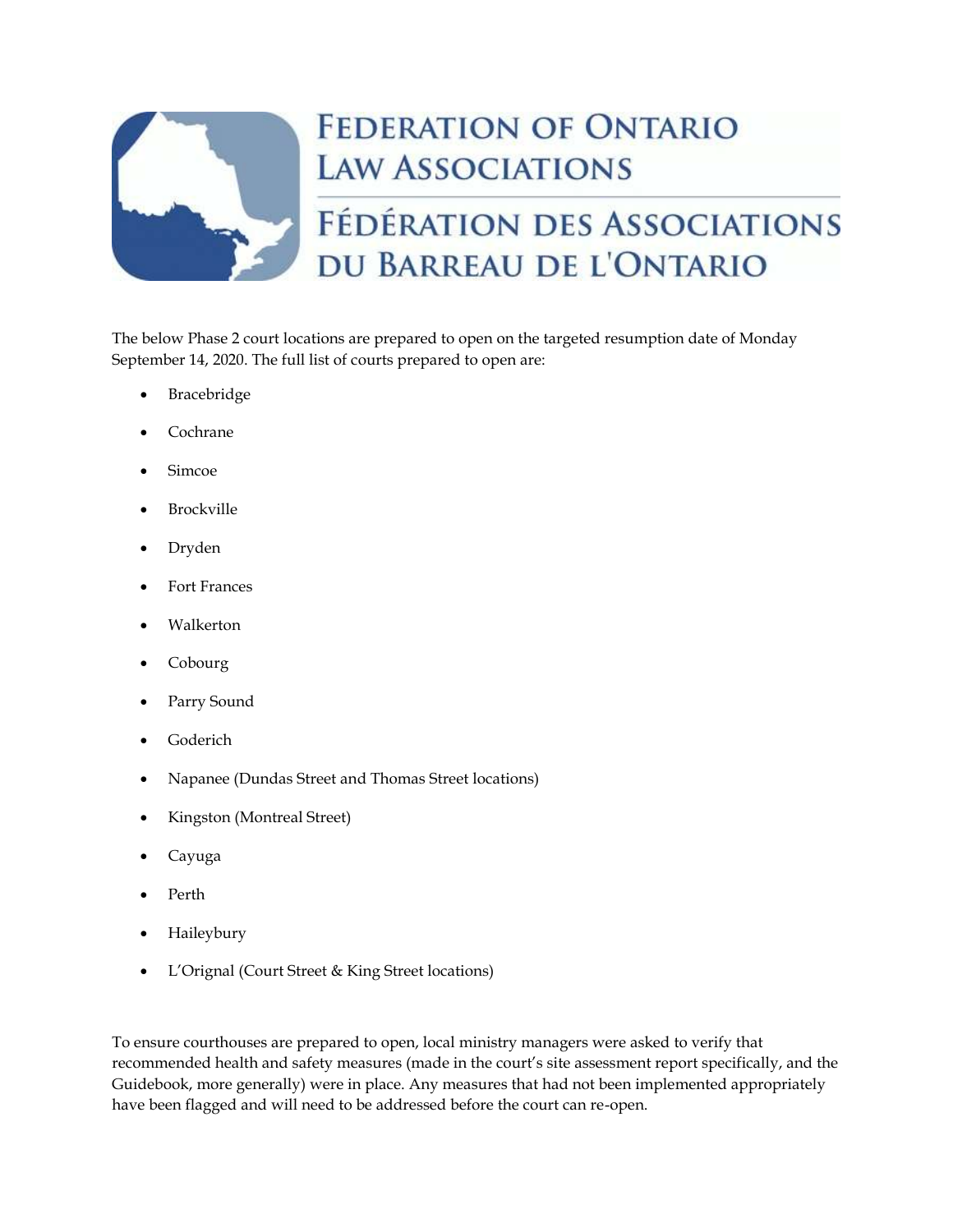# FEDERATION OF ONTARIO LAW ASSOCIATIONS

# FÉDÉRATION DES ASSOCIATIONS DU BARREAU DE L'ONTARIO

The below Phase 2 court locations are prepared to open on the targeted resumption date of Monday September 14, 2020. The full list of courts prepared to open are:

- Bracebridge
- Cochrane
- Simcoe
- Brockville
- Dryden
- Fort Frances
- Walkerton
- Cobourg
- Parry Sound
- Goderich
- Napanee (Dundas Street and Thomas Street locations)
- Kingston (Montreal Street)
- Cayuga
- Perth
- Haileybury
- L'Orignal (Court Street & King Street locations)

To ensure courthouses are prepared to open, local ministry managers were asked to verify that recommended health and safety measures (made in the court's site assessment report specifically, and the Guidebook, more generally) were in place. Any measures that had not been implemented appropriately have been flagged and will need to be addressed before the court can re-open.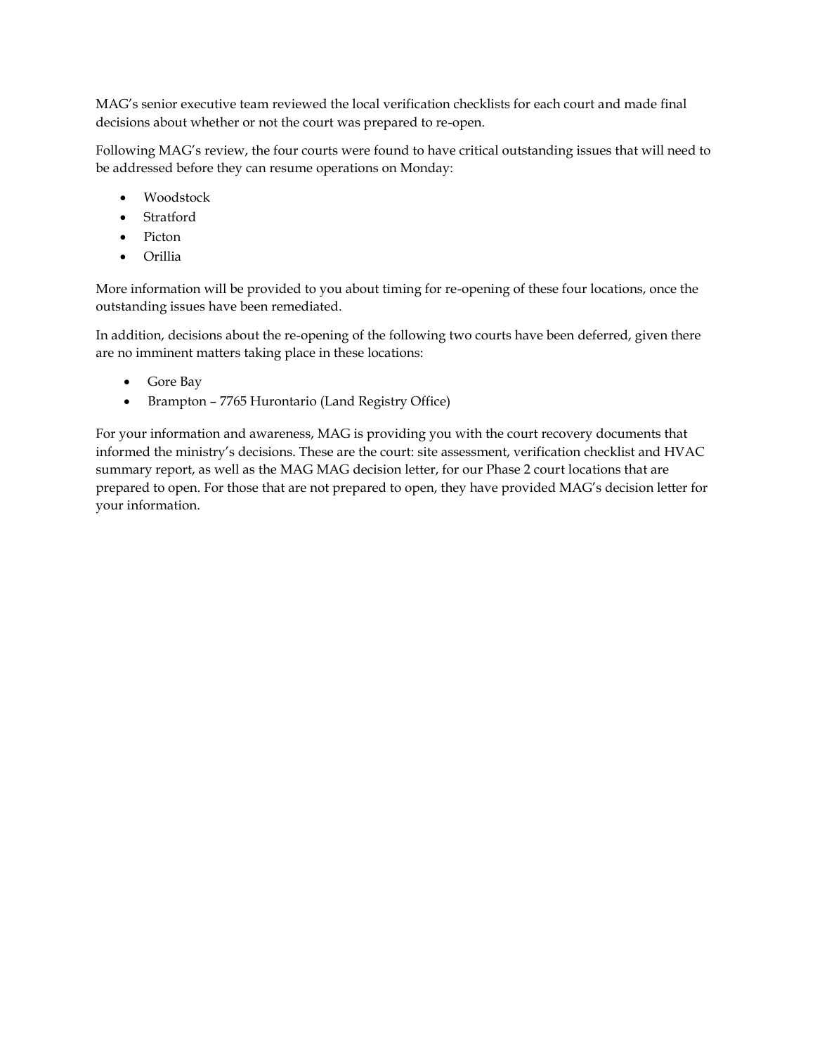MAG's senior executive team reviewed the local verification checklists for each court and made final decisions about whether or not the court was prepared to re-open.

Following MAG's review, the four courts were found to have critical outstanding issues that will need to be addressed before they can resume operations on Monday:

- Woodstock
- Stratford
- Picton
- Orillia

More information will be provided to you about timing for re-opening of these four locations, once the outstanding issues have been remediated.

In addition, decisions about the re-opening of the following two courts have been deferred, given there are no imminent matters taking place in these locations:

- Gore Bay
- Brampton – 7765 Hurontario (Land Registry Office)

For your information and awareness, MAG is providing you with the court recovery documents that informed the ministry's decisions. These are the court: site assessment, verification checklist and HVAC summary report, as well as the MAG MAG decision letter, for our Phase 2 court locations that are prepared to open. For those that are not prepared to open, they have provided MAG's decision letter for your information.